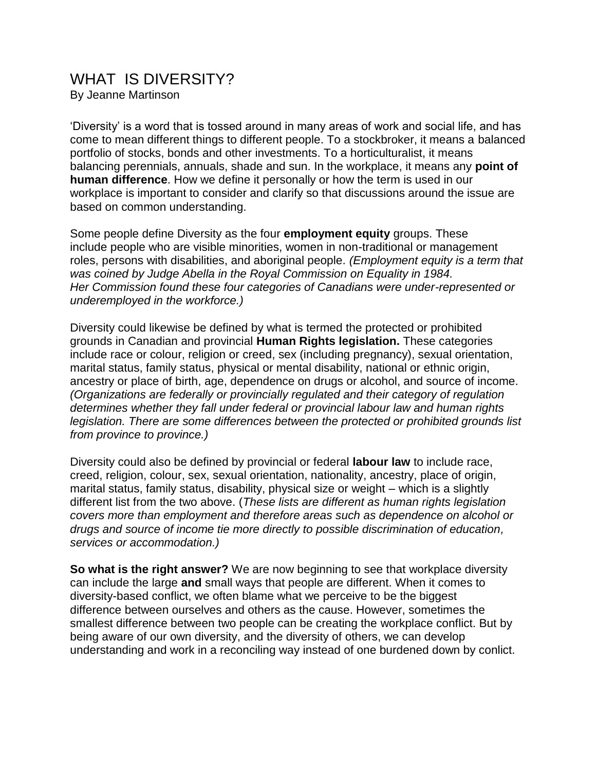# WHAT IS DIVERSITY?

By Jeanne Martinson

'Diversity' is a word that is tossed around in many areas of work and social life, and has come to mean different things to different people. To a stockbroker, it means a balanced portfolio of stocks, bonds and other investments. To a horticulturalist, it means balancing perennials, annuals, shade and sun. In the workplace, it means any **point of human difference**. How we define it personally or how the term is used in our workplace is important to consider and clarify so that discussions around the issue are based on common understanding.

Some people define Diversity as the four **employment equity** groups. These include people who are visible minorities, women in non-traditional or management roles, persons with disabilities, and aboriginal people. *(Employment equity is a term that was coined by Judge Abella in the Royal Commission on Equality in 1984. Her Commission found these four categories of Canadians were under-represented or underemployed in the workforce.)*

Diversity could likewise be defined by what is termed the protected or prohibited grounds in Canadian and provincial **Human Rights legislation.** These categories include race or colour, religion or creed, sex (including pregnancy), sexual orientation, marital status, family status, physical or mental disability, national or ethnic origin, ancestry or place of birth, age, dependence on drugs or alcohol, and source of income. *(Organizations are federally or provincially regulated and their category of regulation determines whether they fall under federal or provincial labour law and human rights legislation. There are some differences between the protected or prohibited grounds list from province to province.)*

Diversity could also be defined by provincial or federal **labour law** to include race, creed, religion, colour, sex, sexual orientation, nationality, ancestry, place of origin, marital status, family status, disability, physical size or weight – which is a slightly different list from the two above. (*These lists are different as human rights legislation covers more than employment and therefore areas such as dependence on alcohol or drugs and source of income tie more directly to possible discrimination of education, services or accommodation.)*

**So what is the right answer?** We are now beginning to see that workplace diversity can include the large **and** small ways that people are different. When it comes to diversity-based conflict, we often blame what we perceive to be the biggest difference between ourselves and others as the cause. However, sometimes the smallest difference between two people can be creating the workplace conflict. But by being aware of our own diversity, and the diversity of others, we can develop understanding and work in a reconciling way instead of one burdened down by conlict.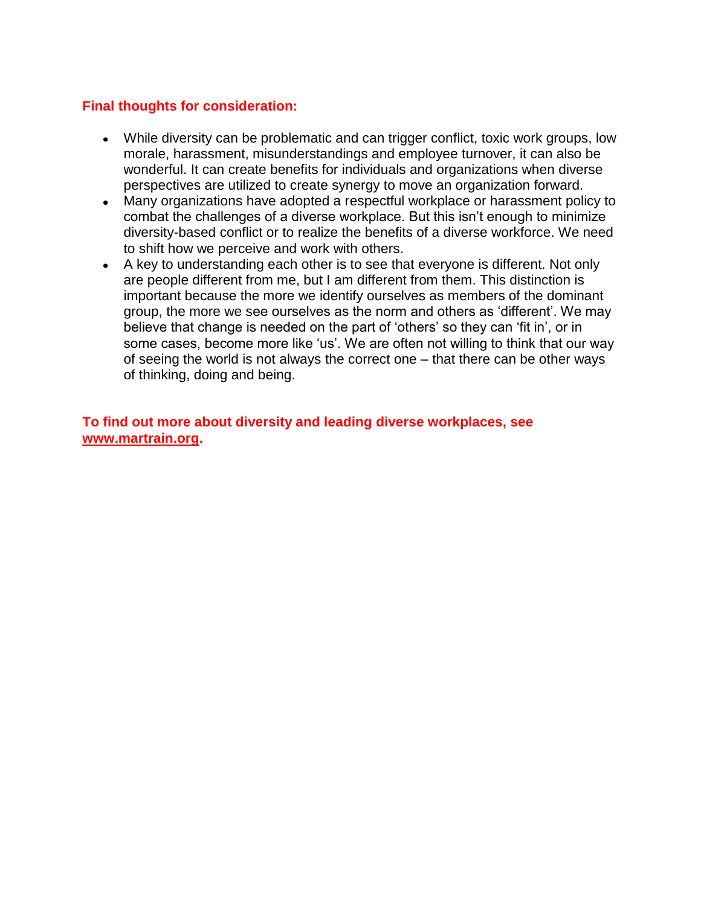**Final thoughts for consideration:**

- While diversity can be problematic and can trigger conflict, toxic work groups, low morale, harassment, misunderstandings and employee turnover, it can also be wonderful. It can create benefits for individuals and organizations when diverse perspectives are utilized to create synergy to move an organization forward.
- Many organizations have adopted a respectful workplace or harassment policy to combat the challenges of a diverse workplace. But this isn't enough to minimize diversity-based conflict or to realize the benefits of a diverse workforce. We need to shift how we perceive and work with others.
- A key to understanding each other is to see that everyone is different. Not only are people different from me, but I am different from them. This distinction is important because the more we identify ourselves as members of the dominant group, the more we see ourselves as the norm and others as 'different'. We may believe that change is needed on the part of 'others' so they can 'fit in', or in some cases, become more like 'us'. We are often not willing to think that our way of seeing the world is not always the correct one – that there can be other ways of thinking, doing and being.

**To find out more about diversity and leading diverse workplaces, see [www.martrain.org](http://www.martrain.org).**